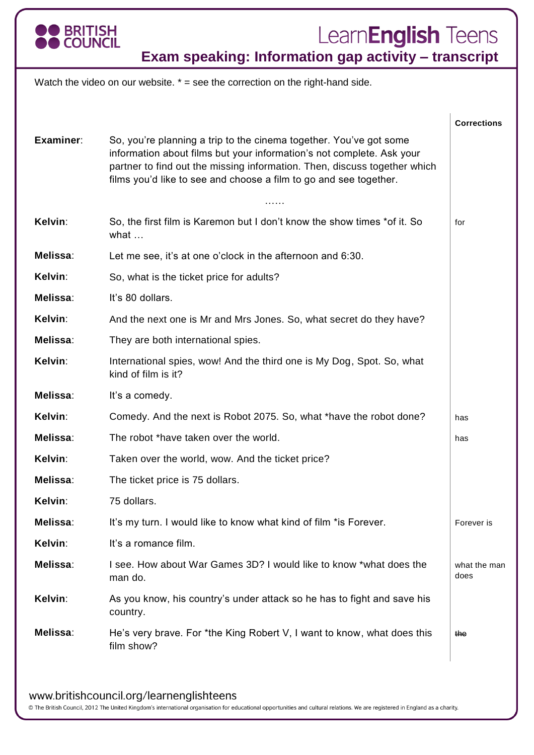# Exam speaking: Information gap activity – transcript

Watch the video on our website. * = see the correction on the right-hand side.

| | | Corrections |
|---|---|---|
| **Examiner**: | So, you're planning a trip to the cinema together. You've got some information about films but your information's not complete. Ask your partner to find out the missing information. Then, discuss together which films you'd like to see and choose a film to go and see together. | |
| | …… | |
| **Kelvin**: | So, the first film is Karemon but I don't know the show times *of it. So what … | for |
| **Melissa**: | Let me see, it's at one o'clock in the afternoon and 6:30. | |
| **Kelvin**: | So, what is the ticket price for adults? | |
| **Melissa**: | It's 80 dollars. | |
| **Kelvin**: | And the next one is Mr and Mrs Jones. So, what secret do they have? | |
| **Melissa**: | They are both international spies. | |
| **Kelvin**: | International spies, wow! And the third one is My Dog, Spot. So, what kind of film is it? | |
| **Melissa**: | It's a comedy. | |
| **Kelvin**: | Comedy. And the next is Robot 2075. So, what *have the robot done? | has |
| **Melissa**: | The robot *have taken over the world. | has |
| **Kelvin**: | Taken over the world, wow. And the ticket price? | |
| **Melissa**: | The ticket price is 75 dollars. | |
| **Kelvin**: | 75 dollars. | |
| **Melissa**: | It's my turn. I would like to know what kind of film *is Forever. | Forever is |
| **Kelvin**: | It's a romance film. | |
| **Melissa**: | I see. How about War Games 3D? I would like to know *what does the man do. | what the man does |
| **Kelvin**: | As you know, his country's under attack so he has to fight and save his country. | |
| **Melissa**: | He's very brave. For *the King Robert V, I want to know, what does this film show? | ~~the~~ |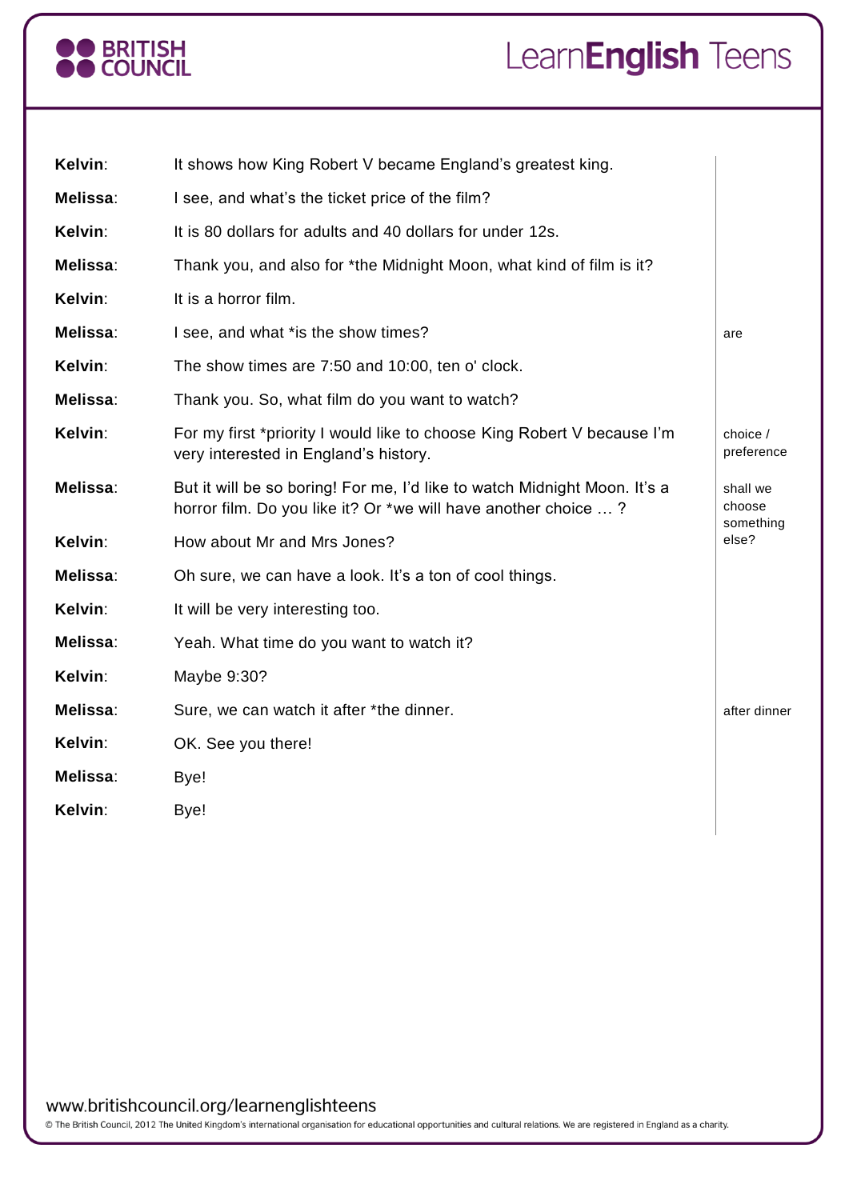| | | |
|---|---|---|
| **Kelvin**: | It shows how King Robert V became England's greatest king. | |
| **Melissa**: | I see, and what's the ticket price of the film? | |
| **Kelvin**: | It is 80 dollars for adults and 40 dollars for under 12s. | |
| **Melissa**: | Thank you, and also for *the Midnight Moon, what kind of film is it? | |
| **Kelvin**: | It is a horror film. | |
| **Melissa**: | I see, and what *is the show times? | are |
| **Kelvin**: | The show times are 7:50 and 10:00, ten o' clock. | |
| **Melissa**: | Thank you. So, what film do you want to watch? | |
| **Kelvin**: | For my first *priority I would like to choose King Robert V because I'm very interested in England's history. | choice / preference |
| **Melissa**: | But it will be so boring! For me, I'd like to watch Midnight Moon. It's a horror film. Do you like it? Or *we will have another choice … ? | shall we choose something else? |
| **Kelvin**: | How about Mr and Mrs Jones? | |
| **Melissa**: | Oh sure, we can have a look. It's a ton of cool things. | |
| **Kelvin**: | It will be very interesting too. | |
| **Melissa**: | Yeah. What time do you want to watch it? | |
| **Kelvin**: | Maybe 9:30? | |
| **Melissa**: | Sure, we can watch it after *the dinner. | after dinner |
| **Kelvin**: | OK. See you there! | |
| **Melissa**: | Bye! | |
| **Kelvin**: | Bye! | |